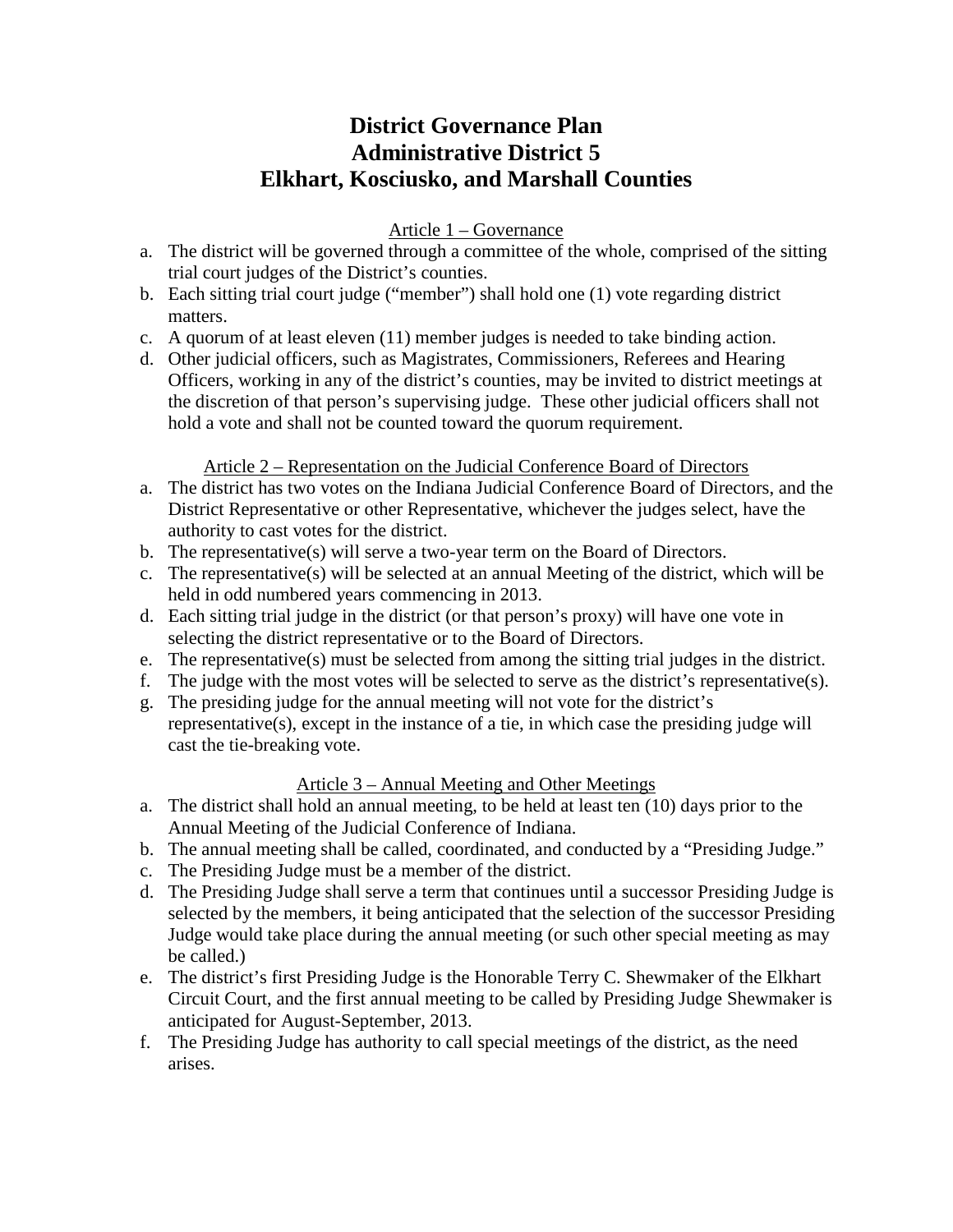# District Governance Plan
# Administrative District 5
# Elkhart, Kosciusko, and Marshall Counties

## Article 1 – Governance

a. The district will be governed through a committee of the whole, comprised of the sitting trial court judges of the District's counties.
b. Each sitting trial court judge ("member") shall hold one (1) vote regarding district matters.
c. A quorum of at least eleven (11) member judges is needed to take binding action.
d. Other judicial officers, such as Magistrates, Commissioners, Referees and Hearing Officers, working in any of the district's counties, may be invited to district meetings at the discretion of that person's supervising judge. These other judicial officers shall not hold a vote and shall not be counted toward the quorum requirement.

## Article 2 – Representation on the Judicial Conference Board of Directors

a. The district has two votes on the Indiana Judicial Conference Board of Directors, and the District Representative or other Representative, whichever the judges select, have the authority to cast votes for the district.
b. The representative(s) will serve a two-year term on the Board of Directors.
c. The representative(s) will be selected at an annual Meeting of the district, which will be held in odd numbered years commencing in 2013.
d. Each sitting trial judge in the district (or that person's proxy) will have one vote in selecting the district representative or to the Board of Directors.
e. The representative(s) must be selected from among the sitting trial judges in the district.
f. The judge with the most votes will be selected to serve as the district's representative(s).
g. The presiding judge for the annual meeting will not vote for the district's representative(s), except in the instance of a tie, in which case the presiding judge will cast the tie-breaking vote.

## Article 3 – Annual Meeting and Other Meetings

a. The district shall hold an annual meeting, to be held at least ten (10) days prior to the Annual Meeting of the Judicial Conference of Indiana.
b. The annual meeting shall be called, coordinated, and conducted by a "Presiding Judge."
c. The Presiding Judge must be a member of the district.
d. The Presiding Judge shall serve a term that continues until a successor Presiding Judge is selected by the members, it being anticipated that the selection of the successor Presiding Judge would take place during the annual meeting (or such other special meeting as may be called.)
e. The district's first Presiding Judge is the Honorable Terry C. Shewmaker of the Elkhart Circuit Court, and the first annual meeting to be called by Presiding Judge Shewmaker is anticipated for August-September, 2013.
f. The Presiding Judge has authority to call special meetings of the district, as the need arises.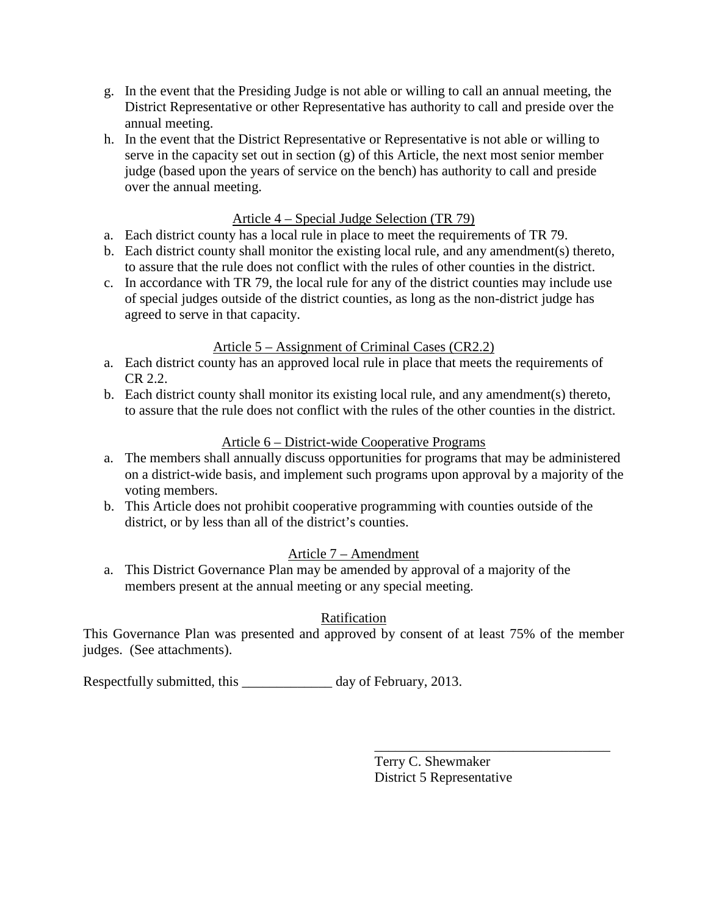g. In the event that the Presiding Judge is not able or willing to call an annual meeting, the District Representative or other Representative has authority to call and preside over the annual meeting.

h. In the event that the District Representative or Representative is not able or willing to serve in the capacity set out in section (g) of this Article, the next most senior member judge (based upon the years of service on the bench) has authority to call and preside over the annual meeting.

## Article 4 – Special Judge Selection (TR 79)

a. Each district county has a local rule in place to meet the requirements of TR 79.

b. Each district county shall monitor the existing local rule, and any amendment(s) thereto, to assure that the rule does not conflict with the rules of other counties in the district.

c. In accordance with TR 79, the local rule for any of the district counties may include use of special judges outside of the district counties, as long as the non-district judge has agreed to serve in that capacity.

## Article 5 – Assignment of Criminal Cases (CR2.2)

a. Each district county has an approved local rule in place that meets the requirements of CR 2.2.

b. Each district county shall monitor its existing local rule, and any amendment(s) thereto, to assure that the rule does not conflict with the rules of the other counties in the district.

## Article 6 – District-wide Cooperative Programs

a. The members shall annually discuss opportunities for programs that may be administered on a district-wide basis, and implement such programs upon approval by a majority of the voting members.

b. This Article does not prohibit cooperative programming with counties outside of the district, or by less than all of the district's counties.

## Article 7 – Amendment

a. This District Governance Plan may be amended by approval of a majority of the members present at the annual meeting or any special meeting.

## Ratification

This Governance Plan was presented and approved by consent of at least 75% of the member judges. (See attachments).

Respectfully submitted, this _____________ day of February, 2013.

___________________________________
Terry C. Shewmaker
District 5 Representative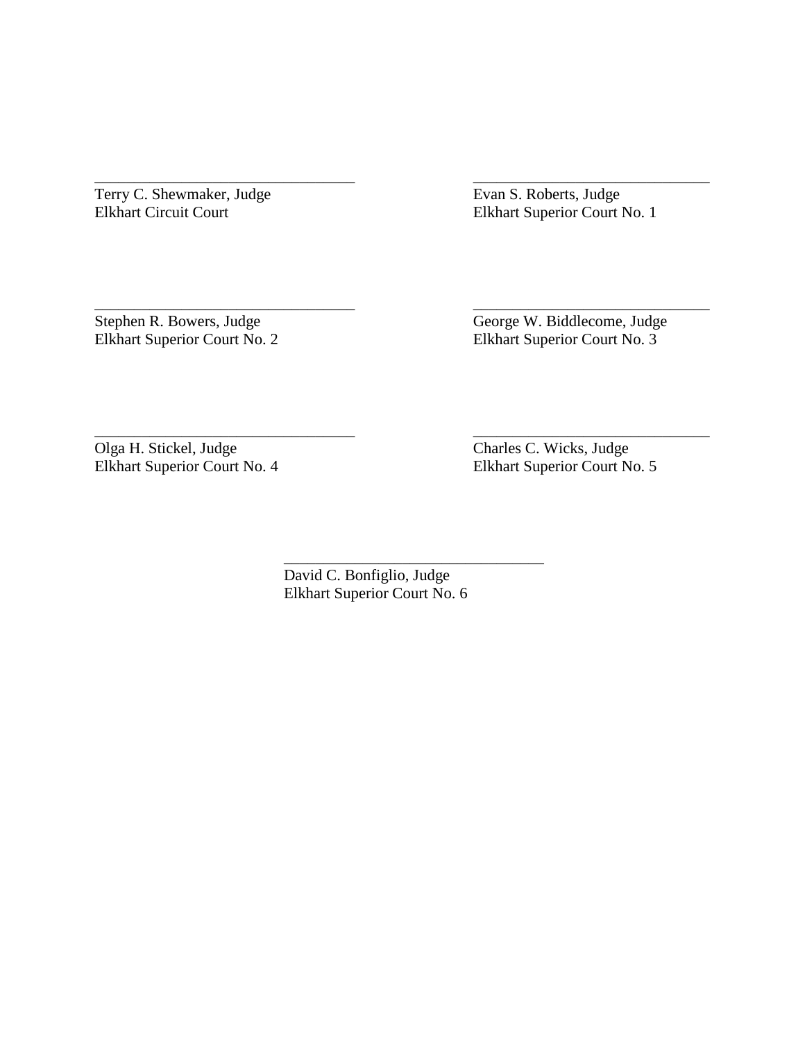\_\_\_\_\_\_\_\_\_\_\_\_\_\_\_\_\_\_\_\_\_\_\_\_\_\_\_\_\_\_\_\_\_
Terry C. Shewmaker, Judge
Elkhart Circuit Court

\_\_\_\_\_\_\_\_\_\_\_\_\_\_\_\_\_\_\_\_\_\_\_\_\_\_\_\_\_\_\_\_\_
Evan S. Roberts, Judge
Elkhart Superior Court No. 1

\_\_\_\_\_\_\_\_\_\_\_\_\_\_\_\_\_\_\_\_\_\_\_\_\_\_\_\_\_\_\_\_\_
Stephen R. Bowers, Judge
Elkhart Superior Court No. 2

\_\_\_\_\_\_\_\_\_\_\_\_\_\_\_\_\_\_\_\_\_\_\_\_\_\_\_\_\_\_\_\_\_
George W. Biddlecome, Judge
Elkhart Superior Court No. 3

\_\_\_\_\_\_\_\_\_\_\_\_\_\_\_\_\_\_\_\_\_\_\_\_\_\_\_\_\_\_\_\_\_
Olga H. Stickel, Judge
Elkhart Superior Court No. 4

\_\_\_\_\_\_\_\_\_\_\_\_\_\_\_\_\_\_\_\_\_\_\_\_\_\_\_\_\_\_\_\_\_
Charles C. Wicks, Judge
Elkhart Superior Court No. 5

\_\_\_\_\_\_\_\_\_\_\_\_\_\_\_\_\_\_\_\_\_\_\_\_\_\_\_\_\_\_\_\_\_
David C. Bonfiglio, Judge
Elkhart Superior Court No. 6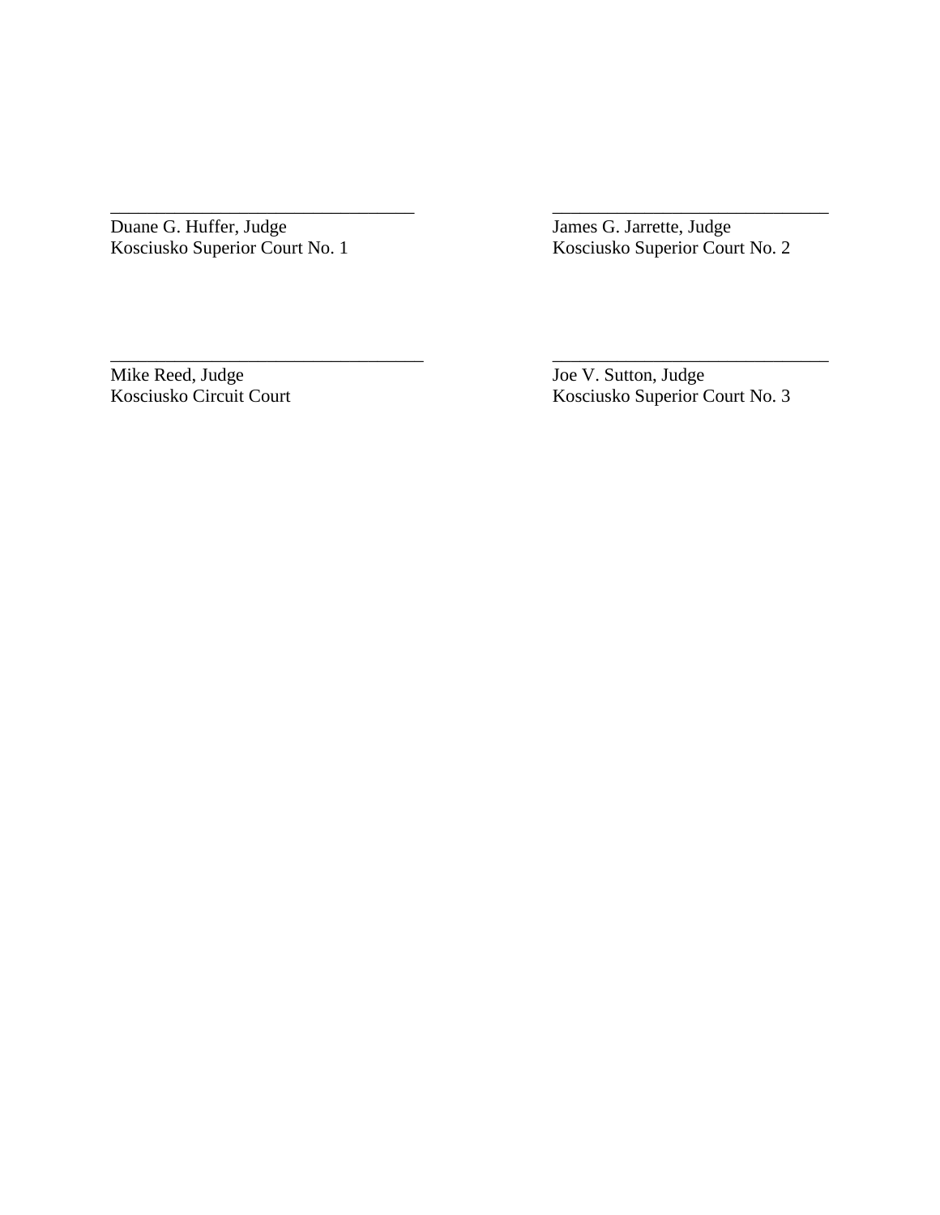\_\_\_\_\_\_\_\_\_\_\_\_\_\_\_\_\_\_\_\_\_\_\_\_\_\_\_\_\_\_\_\_\_
Duane G. Huffer, Judge
Kosciusko Superior Court No. 1

\_\_\_\_\_\_\_\_\_\_\_\_\_\_\_\_\_\_\_\_\_\_\_\_\_\_\_\_\_\_\_
James G. Jarrette, Judge
Kosciusko Superior Court No. 2

\_\_\_\_\_\_\_\_\_\_\_\_\_\_\_\_\_\_\_\_\_\_\_\_\_\_\_\_\_\_\_\_\_\_
Mike Reed, Judge
Kosciusko Circuit Court

\_\_\_\_\_\_\_\_\_\_\_\_\_\_\_\_\_\_\_\_\_\_\_\_\_\_\_\_\_\_\_
Joe V. Sutton, Judge
Kosciusko Superior Court No. 3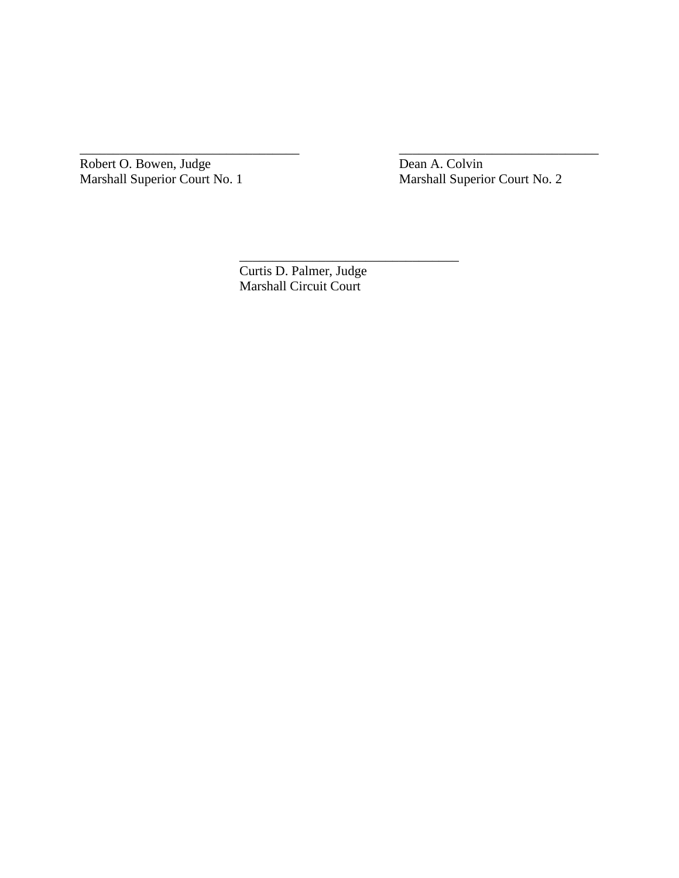\_\_\_\_\_\_\_\_\_\_\_\_\_\_\_\_\_\_\_\_\_\_\_\_\_\_\_\_\_\_\_\_\_
Robert O. Bowen, Judge
Marshall Superior Court No. 1

\_\_\_\_\_\_\_\_\_\_\_\_\_\_\_\_\_\_\_\_\_\_\_\_\_\_\_\_\_\_\_\_\_
Dean A. Colvin
Marshall Superior Court No. 2

\_\_\_\_\_\_\_\_\_\_\_\_\_\_\_\_\_\_\_\_\_\_\_\_\_\_\_\_\_\_\_\_\_
Curtis D. Palmer, Judge
Marshall Circuit Court